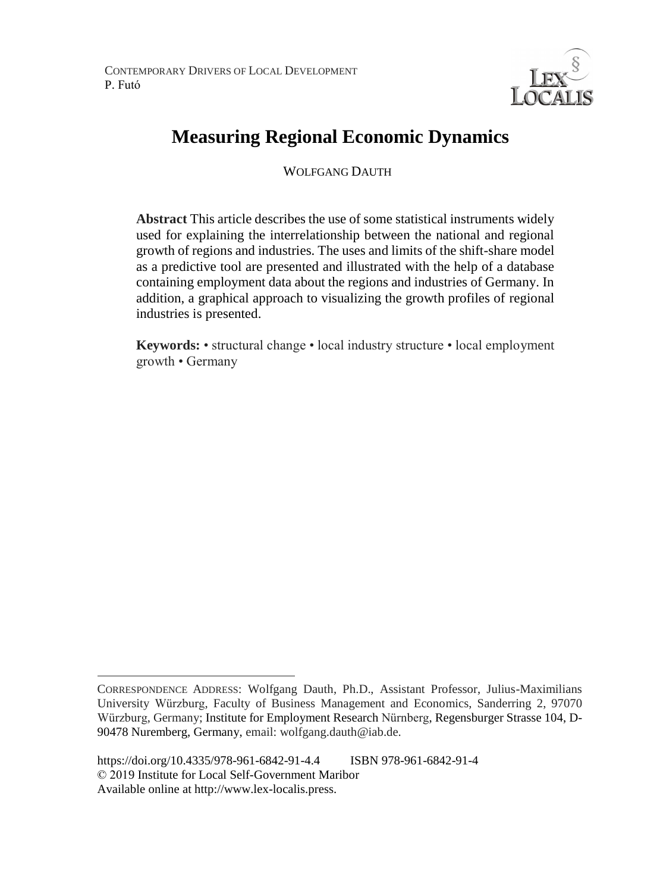CONTEMPORARY DRIVERS OF LOCAL DEVELOPMENT
P. Futó

# Measuring Regional Economic Dynamics

WOLFGANG DAUTH

**Abstract** This article describes the use of some statistical instruments widely used for explaining the interrelationship between the national and regional growth of regions and industries. The uses and limits of the shift-share model as a predictive tool are presented and illustrated with the help of a database containing employment data about the regions and industries of Germany. In addition, a graphical approach to visualizing the growth profiles of regional industries is presented.

**Keywords:** • structural change • local industry structure • local employment growth • Germany

---

CORRESPONDENCE ADDRESS: Wolfgang Dauth, Ph.D., Assistant Professor, Julius-Maximilians University Würzburg, Faculty of Business Management and Economics, Sanderring 2, 97070 Würzburg, Germany; Institute for Employment Research Nürnberg, Regensburger Strasse 104, D-90478 Nuremberg, Germany, email: wolfgang.dauth@iab.de.

https://doi.org/10.4335/978-961-6842-91-4.4 ISBN 978-961-6842-91-4
© 2019 Institute for Local Self-Government Maribor
Available online at http://www.lex-localis.press.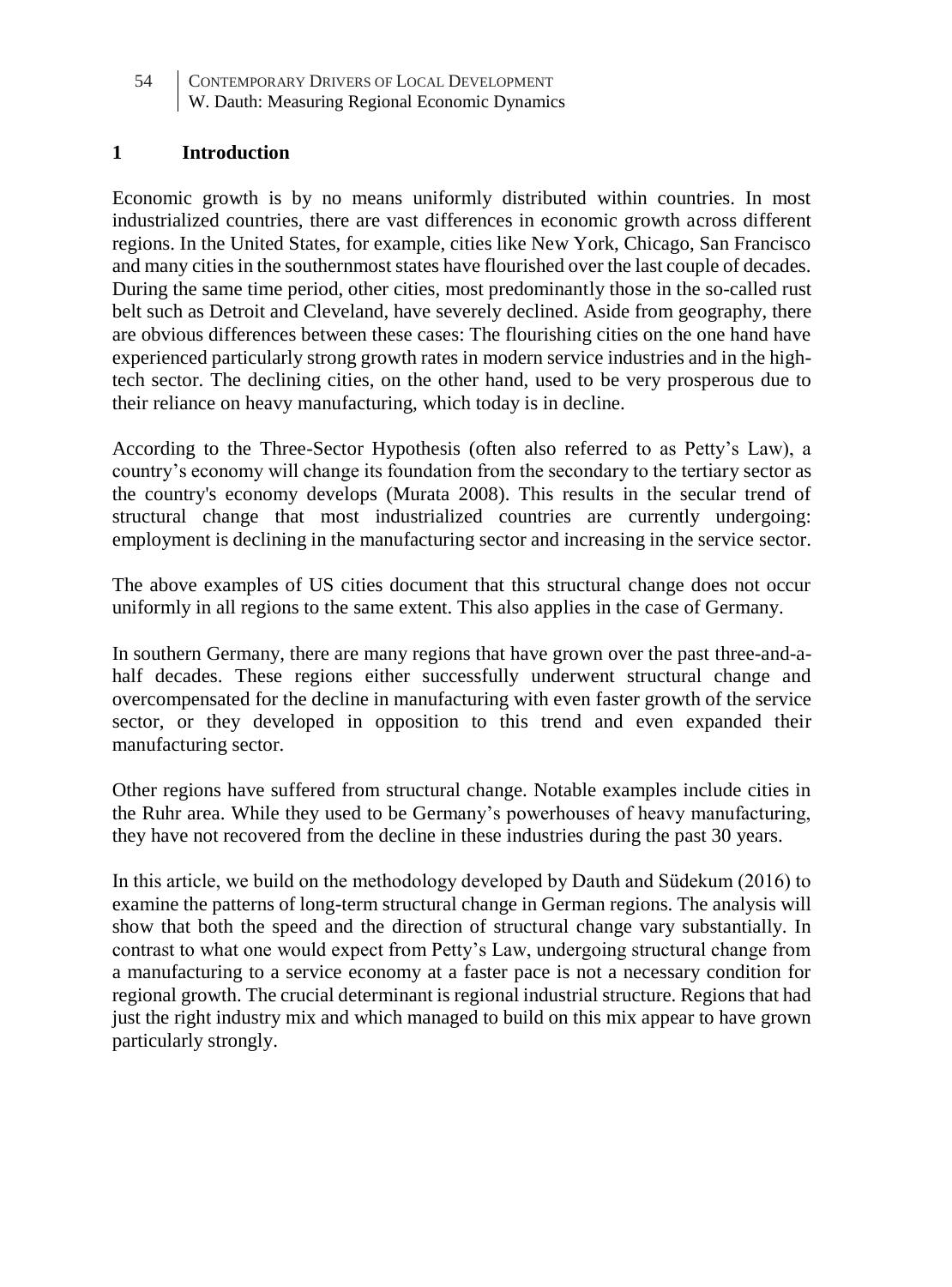## 1 Introduction

Economic growth is by no means uniformly distributed within countries. In most industrialized countries, there are vast differences in economic growth across different regions. In the United States, for example, cities like New York, Chicago, San Francisco and many cities in the southernmost states have flourished over the last couple of decades. During the same time period, other cities, most predominantly those in the so-called rust belt such as Detroit and Cleveland, have severely declined. Aside from geography, there are obvious differences between these cases: The flourishing cities on the one hand have experienced particularly strong growth rates in modern service industries and in the high-tech sector. The declining cities, on the other hand, used to be very prosperous due to their reliance on heavy manufacturing, which today is in decline.

According to the Three-Sector Hypothesis (often also referred to as Petty's Law), a country's economy will change its foundation from the secondary to the tertiary sector as the country's economy develops (Murata 2008). This results in the secular trend of structural change that most industrialized countries are currently undergoing: employment is declining in the manufacturing sector and increasing in the service sector.

The above examples of US cities document that this structural change does not occur uniformly in all regions to the same extent. This also applies in the case of Germany.

In southern Germany, there are many regions that have grown over the past three-and-a-half decades. These regions either successfully underwent structural change and overcompensated for the decline in manufacturing with even faster growth of the service sector, or they developed in opposition to this trend and even expanded their manufacturing sector.

Other regions have suffered from structural change. Notable examples include cities in the Ruhr area. While they used to be Germany's powerhouses of heavy manufacturing, they have not recovered from the decline in these industries during the past 30 years.

In this article, we build on the methodology developed by Dauth and Südekum (2016) to examine the patterns of long-term structural change in German regions. The analysis will show that both the speed and the direction of structural change vary substantially. In contrast to what one would expect from Petty's Law, undergoing structural change from a manufacturing to a service economy at a faster pace is not a necessary condition for regional growth. The crucial determinant is regional industrial structure. Regions that had just the right industry mix and which managed to build on this mix appear to have grown particularly strongly.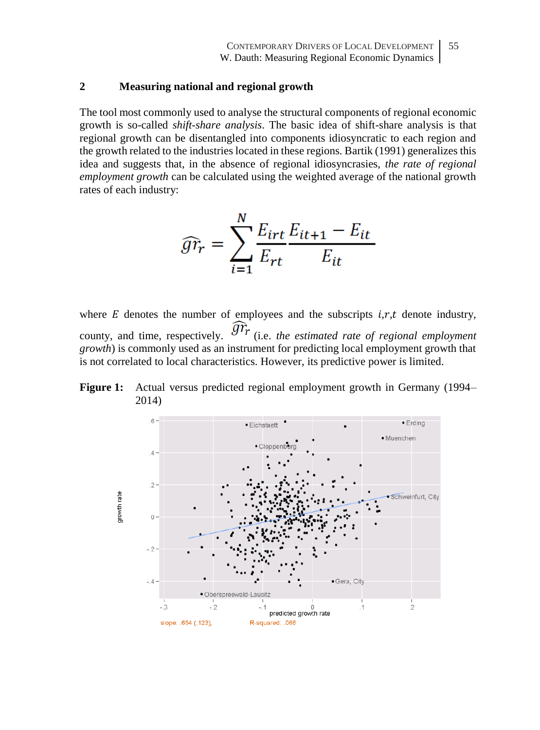## 2 Measuring national and regional growth

The tool most commonly used to analyse the structural components of regional economic growth is so-called *shift-share analysis*. The basic idea of shift-share analysis is that regional growth can be disentangled into components idiosyncratic to each region and the growth related to the industries located in these regions. Bartik (1991) generalizes this idea and suggests that, in the absence of regional idiosyncrasies, *the rate of regional employment growth* can be calculated using the weighted average of the national growth rates of each industry:

$$\widehat{gr}_r = \sum_{i=1}^{N} \frac{E_{irt}}{E_{rt}} \frac{E_{it+1} - E_{it}}{E_{it}}$$

where $E$ denotes the number of employees and the subscripts $i,r,t$ denote industry, county, and time, respectively. $\widehat{gr}_r$ (i.e. *the estimated rate of regional employment growth*) is commonly used as an instrument for predicting local employment growth that is not correlated to local characteristics. However, its predictive power is limited.

**Figure 1:** Actual versus predicted regional employment growth in Germany (1994–2014)

slope: .654 (.123), R-squared: .066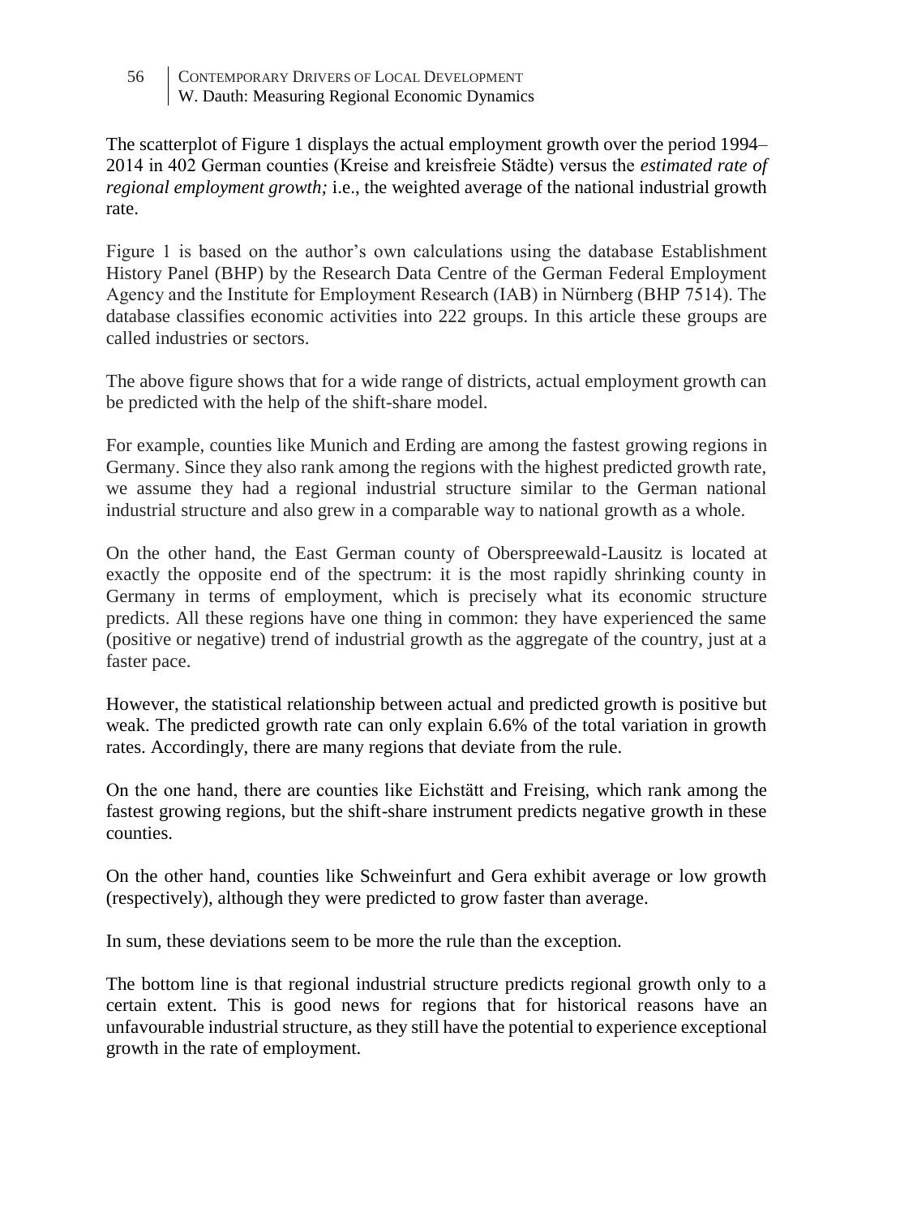The scatterplot of Figure 1 displays the actual employment growth over the period 1994–2014 in 402 German counties (Kreise and kreisfreie Städte) versus the *estimated rate of regional employment growth;* i.e., the weighted average of the national industrial growth rate.

Figure 1 is based on the author's own calculations using the database Establishment History Panel (BHP) by the Research Data Centre of the German Federal Employment Agency and the Institute for Employment Research (IAB) in Nürnberg (BHP 7514). The database classifies economic activities into 222 groups. In this article these groups are called industries or sectors.

The above figure shows that for a wide range of districts, actual employment growth can be predicted with the help of the shift-share model.

For example, counties like Munich and Erding are among the fastest growing regions in Germany. Since they also rank among the regions with the highest predicted growth rate, we assume they had a regional industrial structure similar to the German national industrial structure and also grew in a comparable way to national growth as a whole.

On the other hand, the East German county of Oberspreewald-Lausitz is located at exactly the opposite end of the spectrum: it is the most rapidly shrinking county in Germany in terms of employment, which is precisely what its economic structure predicts. All these regions have one thing in common: they have experienced the same (positive or negative) trend of industrial growth as the aggregate of the country, just at a faster pace.

However, the statistical relationship between actual and predicted growth is positive but weak. The predicted growth rate can only explain 6.6% of the total variation in growth rates. Accordingly, there are many regions that deviate from the rule.

On the one hand, there are counties like Eichstätt and Freising, which rank among the fastest growing regions, but the shift-share instrument predicts negative growth in these counties.

On the other hand, counties like Schweinfurt and Gera exhibit average or low growth (respectively), although they were predicted to grow faster than average.

In sum, these deviations seem to be more the rule than the exception.

The bottom line is that regional industrial structure predicts regional growth only to a certain extent. This is good news for regions that for historical reasons have an unfavourable industrial structure, as they still have the potential to experience exceptional growth in the rate of employment.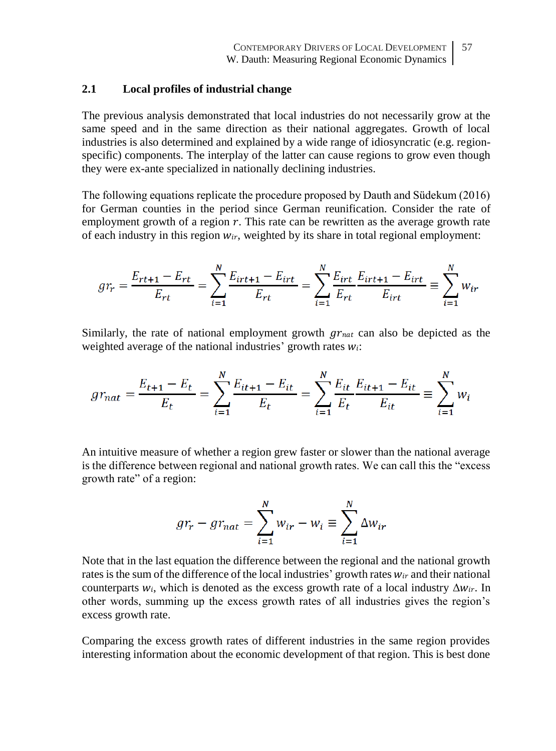## 2.1 Local profiles of industrial change

The previous analysis demonstrated that local industries do not necessarily grow at the same speed and in the same direction as their national aggregates. Growth of local industries is also determined and explained by a wide range of idiosyncratic (e.g. region-specific) components. The interplay of the latter can cause regions to grow even though they were ex-ante specialized in nationally declining industries.

The following equations replicate the procedure proposed by Dauth and Südekum (2016) for German counties in the period since German reunification. Consider the rate of employment growth of a region $r$. This rate can be rewritten as the average growth rate of each industry in this region $w_{ir}$, weighted by its share in total regional employment:

$$gr_r = \frac{E_{rt+1} - E_{rt}}{E_{rt}} = \sum_{i=1}^{N} \frac{E_{irt+1} - E_{irt}}{E_{rt}} = \sum_{i=1}^{N} \frac{E_{irt}}{E_{rt}} \frac{E_{irt+1} - E_{irt}}{E_{irt}} \equiv \sum_{i=1}^{N} w_{ir}$$

Similarly, the rate of national employment growth $gr_{nat}$ can also be depicted as the weighted average of the national industries' growth rates $w_i$:

$$gr_{nat} = \frac{E_{t+1} - E_t}{E_t} = \sum_{i=1}^{N} \frac{E_{it+1} - E_{it}}{E_t} = \sum_{i=1}^{N} \frac{E_{it}}{E_t} \frac{E_{it+1} - E_{it}}{E_{it}} \equiv \sum_{i=1}^{N} w_i$$

An intuitive measure of whether a region grew faster or slower than the national average is the difference between regional and national growth rates. We can call this the "excess growth rate" of a region:

$$gr_r - gr_{nat} = \sum_{i=1}^{N} w_{ir} - w_i \equiv \sum_{i=1}^{N} \Delta w_{ir}$$

Note that in the last equation the difference between the regional and the national growth rates is the sum of the difference of the local industries' growth rates $w_{ir}$ and their national counterparts $w_i$, which is denoted as the excess growth rate of a local industry $\Delta w_{ir}$. In other words, summing up the excess growth rates of all industries gives the region's excess growth rate.

Comparing the excess growth rates of different industries in the same region provides interesting information about the economic development of that region. This is best done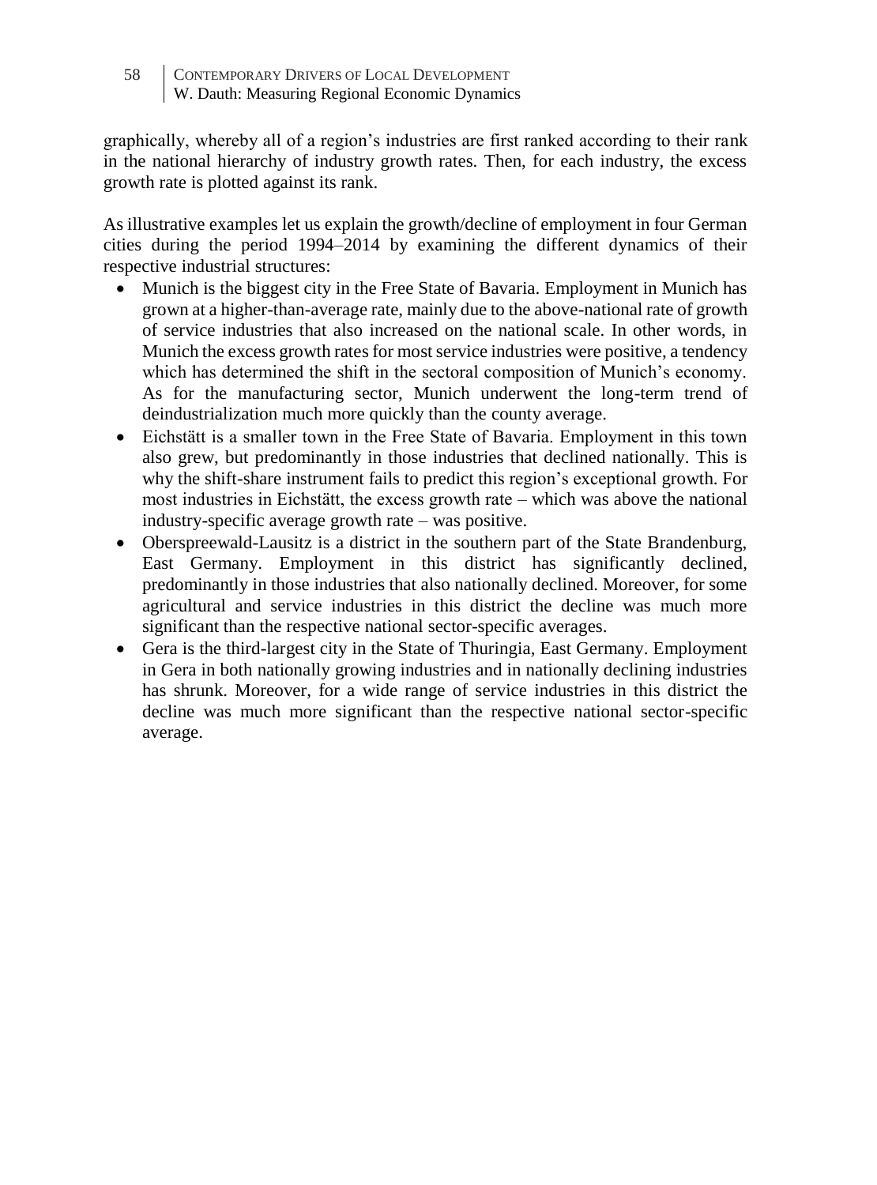graphically, whereby all of a region's industries are first ranked according to their rank in the national hierarchy of industry growth rates. Then, for each industry, the excess growth rate is plotted against its rank.

As illustrative examples let us explain the growth/decline of employment in four German cities during the period 1994–2014 by examining the different dynamics of their respective industrial structures:

- Munich is the biggest city in the Free State of Bavaria. Employment in Munich has grown at a higher-than-average rate, mainly due to the above-national rate of growth of service industries that also increased on the national scale. In other words, in Munich the excess growth rates for most service industries were positive, a tendency which has determined the shift in the sectoral composition of Munich's economy. As for the manufacturing sector, Munich underwent the long-term trend of deindustrialization much more quickly than the county average.
- Eichstätt is a smaller town in the Free State of Bavaria. Employment in this town also grew, but predominantly in those industries that declined nationally. This is why the shift-share instrument fails to predict this region's exceptional growth. For most industries in Eichstätt, the excess growth rate – which was above the national industry-specific average growth rate – was positive.
- Oberspreewald-Lausitz is a district in the southern part of the State Brandenburg, East Germany. Employment in this district has significantly declined, predominantly in those industries that also nationally declined. Moreover, for some agricultural and service industries in this district the decline was much more significant than the respective national sector-specific averages.
- Gera is the third-largest city in the State of Thuringia, East Germany. Employment in Gera in both nationally growing industries and in nationally declining industries has shrunk. Moreover, for a wide range of service industries in this district the decline was much more significant than the respective national sector-specific average.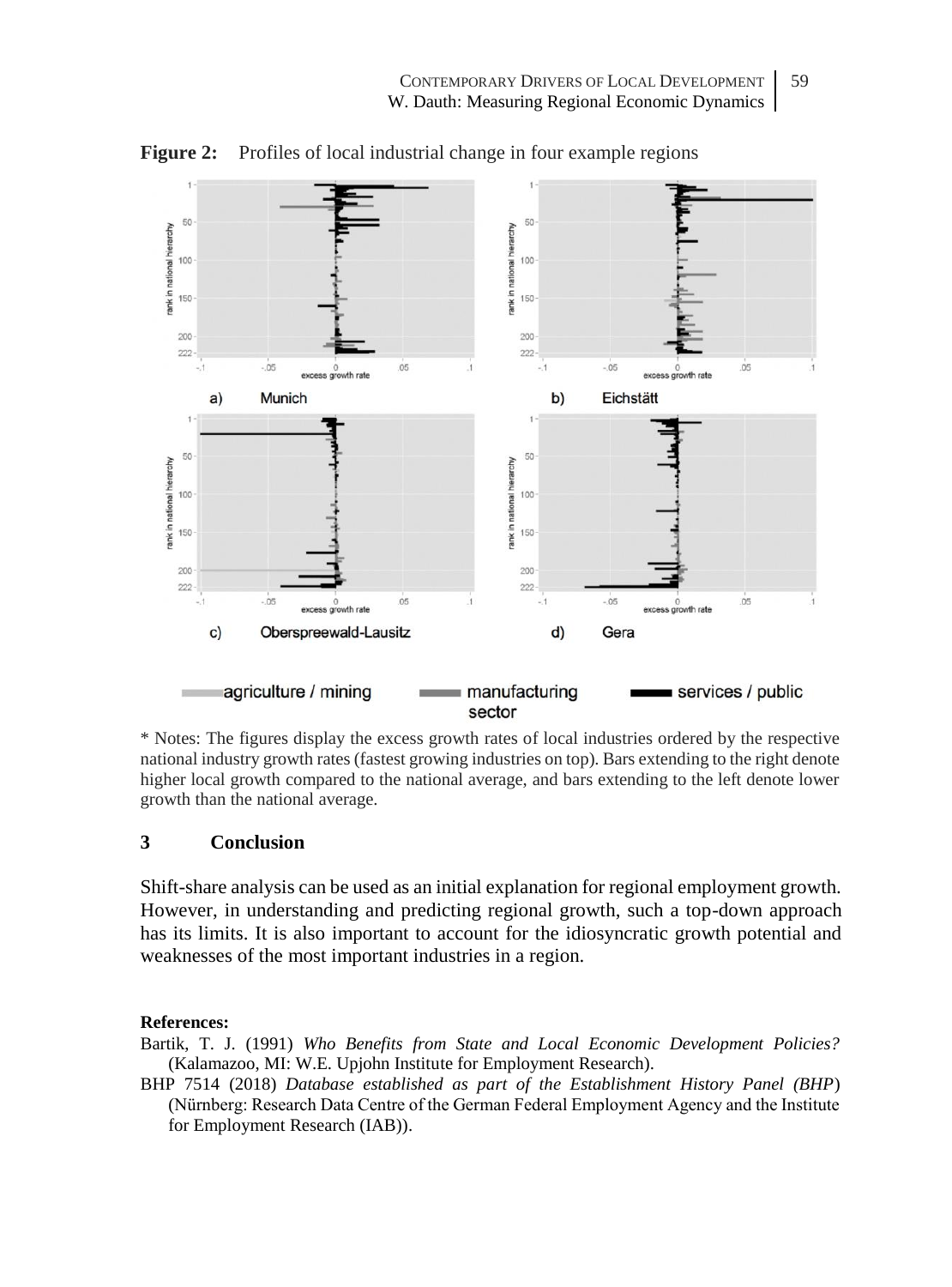**Figure 2:** Profiles of local industrial change in four example regions

\* Notes: The figures display the excess growth rates of local industries ordered by the respective national industry growth rates (fastest growing industries on top). Bars extending to the right denote higher local growth compared to the national average, and bars extending to the left denote lower growth than the national average.

## 3 Conclusion

Shift-share analysis can be used as an initial explanation for regional employment growth. However, in understanding and predicting regional growth, such a top-down approach has its limits. It is also important to account for the idiosyncratic growth potential and weaknesses of the most important industries in a region.

**References:**

Bartik, T. J. (1991) *Who Benefits from State and Local Economic Development Policies?* (Kalamazoo, MI: W.E. Upjohn Institute for Employment Research).

BHP 7514 (2018) *Database established as part of the Establishment History Panel (BHP)* (Nürnberg: Research Data Centre of the German Federal Employment Agency and the Institute for Employment Research (IAB)).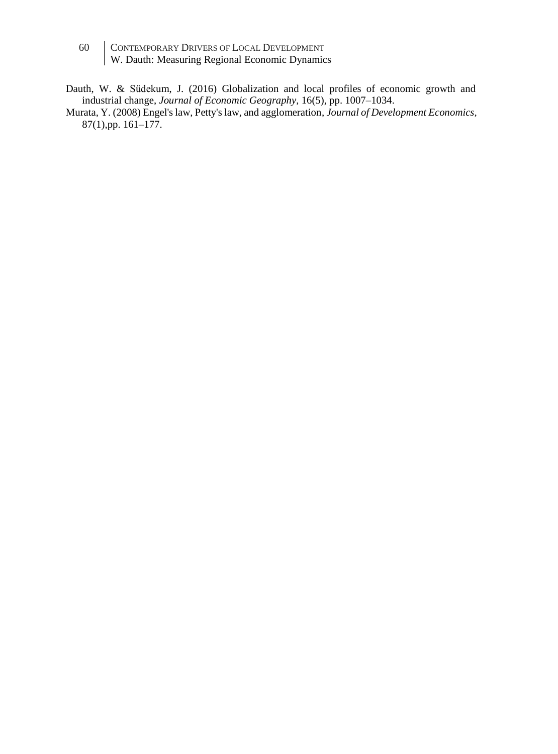Dauth, W. & Südekum, J. (2016) Globalization and local profiles of economic growth and industrial change, *Journal of Economic Geography*, 16(5), pp. 1007–1034.

Murata, Y. (2008) Engel's law, Petty's law, and agglomeration, *Journal of Development Economics*, 87(1),pp. 161–177.